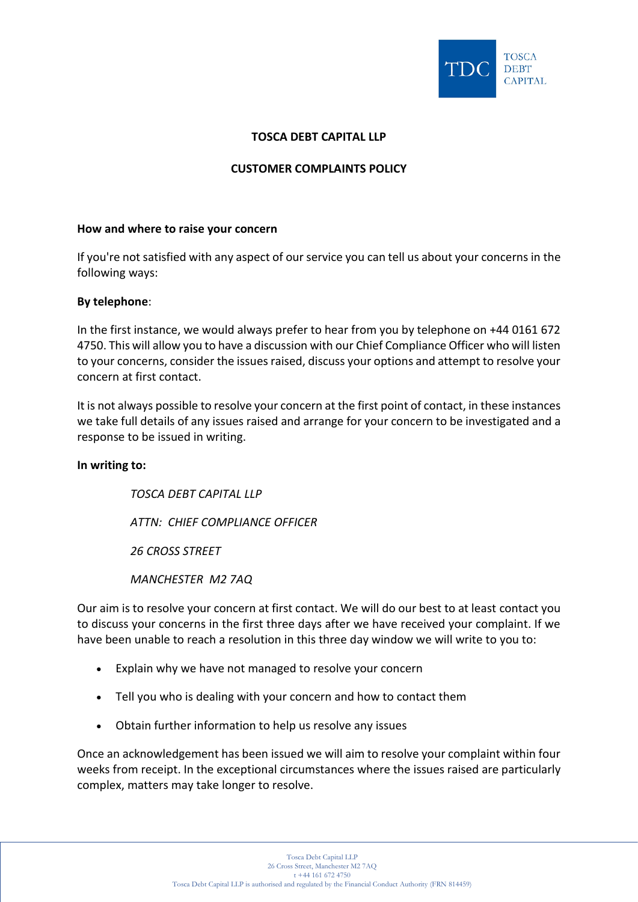**TOSCA DEBT CAPITAL LLP**

**CUSTOMER COMPLAINTS POLICY**

**How and where to raise your concern**

If you're not satisfied with any aspect of our service you can tell us about your concerns in the following ways:

**By telephone**:

In the first instance, we would always prefer to hear from you by telephone on +44 0161 672 4750. This will allow you to have a discussion with our Chief Compliance Officer who will listen to your concerns, consider the issues raised, discuss your options and attempt to resolve your concern at first contact.

It is not always possible to resolve your concern at the first point of contact, in these instances we take full details of any issues raised and arrange for your concern to be investigated and a response to be issued in writing.

**In writing to:**

*TOSCA DEBT CAPITAL LLP*

*ATTN: CHIEF COMPLIANCE OFFICER*

*26 CROSS STREET*

*MANCHESTER M2 7AQ*

Our aim is to resolve your concern at first contact. We will do our best to at least contact you to discuss your concerns in the first three days after we have received your complaint. If we have been unable to reach a resolution in this three day window we will write to you to:

- Explain why we have not managed to resolve your concern
- Tell you who is dealing with your concern and how to contact them
- Obtain further information to help us resolve any issues

Once an acknowledgement has been issued we will aim to resolve your complaint within four weeks from receipt. In the exceptional circumstances where the issues raised are particularly complex, matters may take longer to resolve.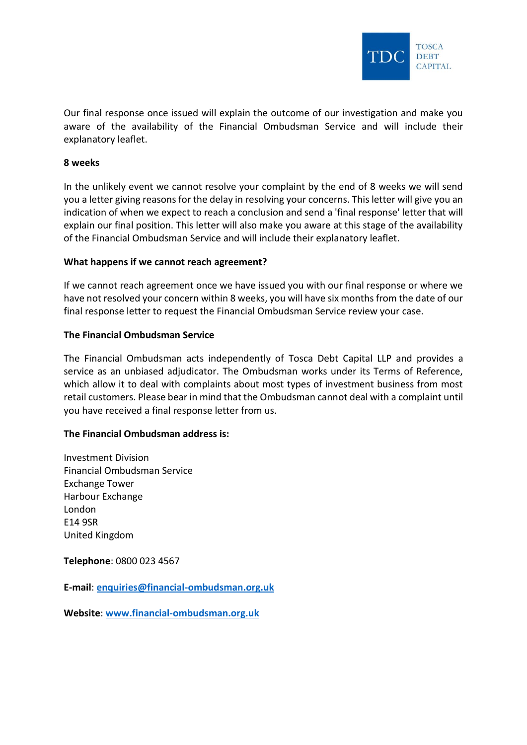Our final response once issued will explain the outcome of our investigation and make you aware of the availability of the Financial Ombudsman Service and will include their explanatory leaflet.

**8 weeks**

In the unlikely event we cannot resolve your complaint by the end of 8 weeks we will send you a letter giving reasons for the delay in resolving your concerns. This letter will give you an indication of when we expect to reach a conclusion and send a 'final response' letter that will explain our final position. This letter will also make you aware at this stage of the availability of the Financial Ombudsman Service and will include their explanatory leaflet.

**What happens if we cannot reach agreement?**

If we cannot reach agreement once we have issued you with our final response or where we have not resolved your concern within 8 weeks, you will have six months from the date of our final response letter to request the Financial Ombudsman Service review your case.

**The Financial Ombudsman Service**

The Financial Ombudsman acts independently of Tosca Debt Capital LLP and provides a service as an unbiased adjudicator. The Ombudsman works under its Terms of Reference, which allow it to deal with complaints about most types of investment business from most retail customers. Please bear in mind that the Ombudsman cannot deal with a complaint until you have received a final response letter from us.

**The Financial Ombudsman address is:**

Investment Division
Financial Ombudsman Service
Exchange Tower
Harbour Exchange
London
E14 9SR
United Kingdom

**Telephone**: 0800 023 4567

**E-mail**: [enquiries@financial-ombudsman.org.uk](mailto:enquiries@financial-ombudsman.org.uk)

**Website**: [www.financial-ombudsman.org.uk](http://www.financial-ombudsman.org.uk)